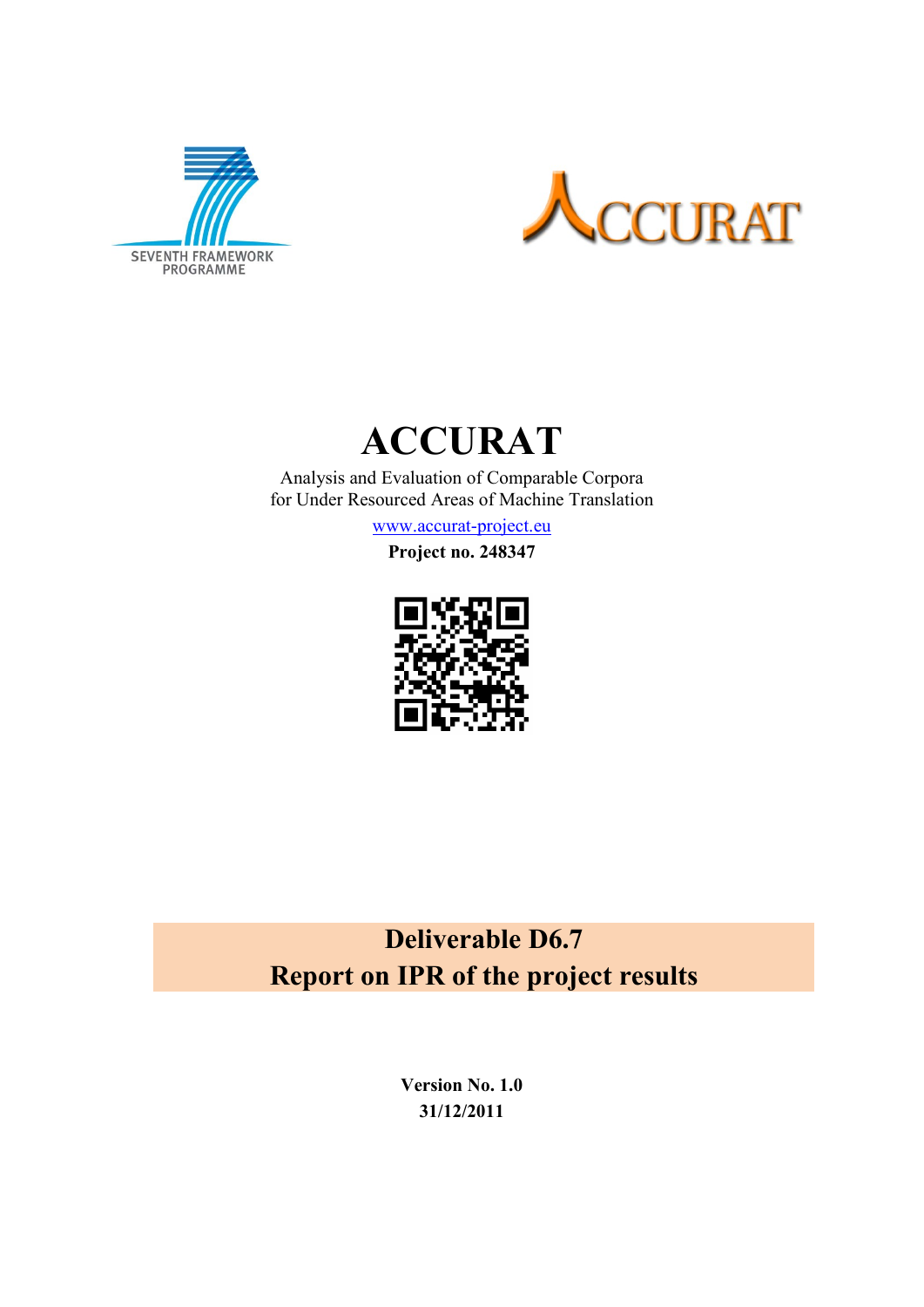SEVENTH FRAMEWORK PROGRAMME

# ACCURAT

Analysis and Evaluation of Comparable Corpora
for Under Resourced Areas of Machine Translation

www.accurat-project.eu

**Project no. 248347**

## Deliverable D6.7
## Report on IPR of the project results

**Version No. 1.0**
**31/12/2011**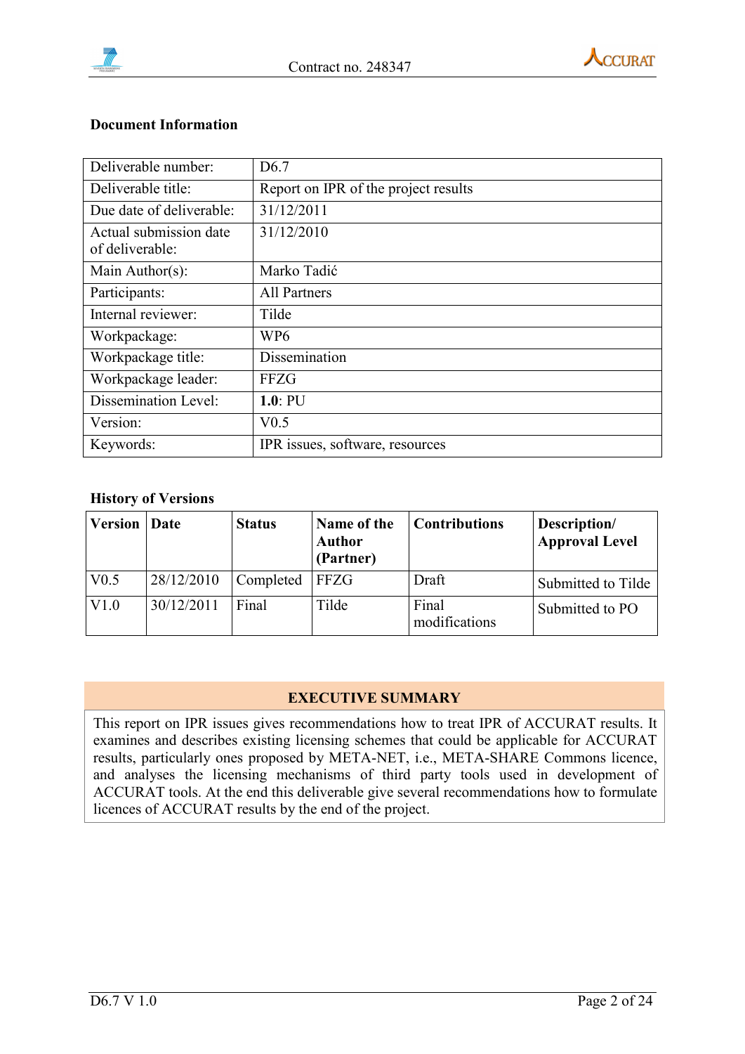**Document Information**

| Deliverable number: | D6.7 |
|---|---|
| Deliverable title: | Report on IPR of the project results |
| Due date of deliverable: | 31/12/2011 |
| Actual submission date of deliverable: | 31/12/2010 |
| Main Author(s): | Marko Tadić |
| Participants: | All Partners |
| Internal reviewer: | Tilde |
| Workpackage: | WP6 |
| Workpackage title: | Dissemination |
| Workpackage leader: | FFZG |
| Dissemination Level: | **1.0**: PU |
| Version: | V0.5 |
| Keywords: | IPR issues, software, resources |

**History of Versions**

| Version | Date | Status | Name of the Author (Partner) | Contributions | Description/ Approval Level |
|---|---|---|---|---|---|
| V0.5 | 28/12/2010 | Completed | FFZG | Draft | Submitted to Tilde |
| V1.0 | 30/12/2011 | Final | Tilde | Final modifications | Submitted to PO |

**EXECUTIVE SUMMARY**

This report on IPR issues gives recommendations how to treat IPR of ACCURAT results. It examines and describes existing licensing schemes that could be applicable for ACCURAT results, particularly ones proposed by META-NET, i.e., META-SHARE Commons licence, and analyses the licensing mechanisms of third party tools used in development of ACCURAT tools. At the end this deliverable give several recommendations how to formulate licences of ACCURAT results by the end of the project.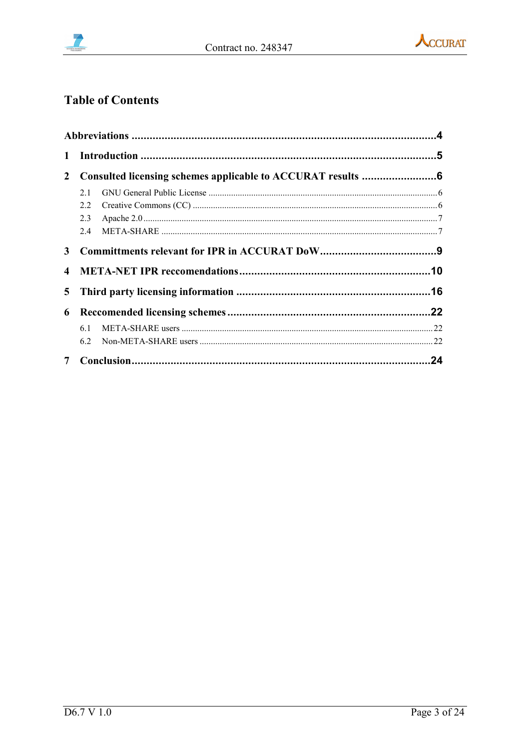# Table of Contents

**Abbreviations** .......... **4**

**1 Introduction** .......... **5**

**2 Consulted licensing schemes applicable to ACCURAT results** .......... **6**

- 2.1 GNU General Public License .......... 6
- 2.2 Creative Commons (CC) .......... 6
- 2.3 Apache 2.0 .......... 7
- 2.4 META-SHARE .......... 7

**3 Committments relevant for IPR in ACCURAT DoW** .......... **9**

**4 META-NET IPR reccomendations** .......... **10**

**5 Third party licensing information** .......... **16**

**6 Reccomended licensing schemes** .......... **22**

- 6.1 META-SHARE users .......... 22
- 6.2 Non-META-SHARE users .......... 22

**7 Conclusion** .......... **24**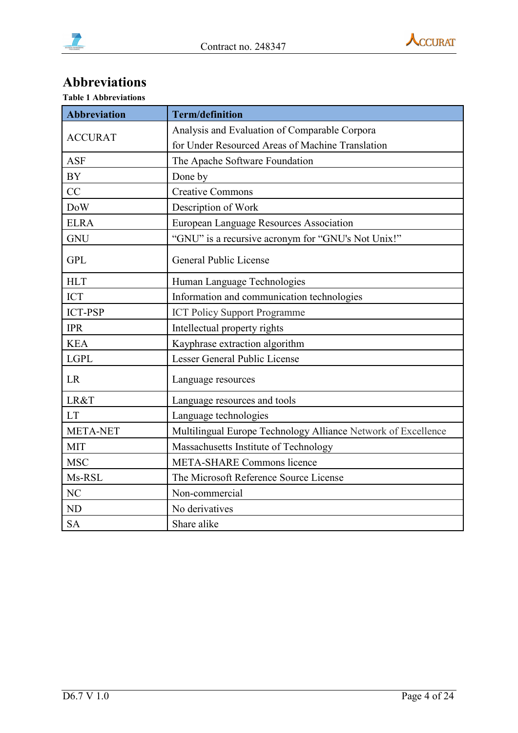## Abbreviations

**Table 1 Abbreviations**

| Abbreviation | Term/definition |
|---|---|
| ACCURAT | Analysis and Evaluation of Comparable Corpora for Under Resourced Areas of Machine Translation |
| ASF | The Apache Software Foundation |
| BY | Done by |
| CC | Creative Commons |
| DoW | Description of Work |
| ELRA | European Language Resources Association |
| GNU | "GNU" is a recursive acronym for "GNU's Not Unix!" |
| GPL | General Public License |
| HLT | Human Language Technologies |
| ICT | Information and communication technologies |
| ICT-PSP | ICT Policy Support Programme |
| IPR | Intellectual property rights |
| KEA | Kayphrase extraction algorithm |
| LGPL | Lesser General Public License |
| LR | Language resources |
| LR&T | Language resources and tools |
| LT | Language technologies |
| META-NET | Multilingual Europe Technology Alliance Network of Excellence |
| MIT | Massachusetts Institute of Technology |
| MSC | META-SHARE Commons licence |
| Ms-RSL | The Microsoft Reference Source License |
| NC | Non-commercial |
| ND | No derivatives |
| SA | Share alike |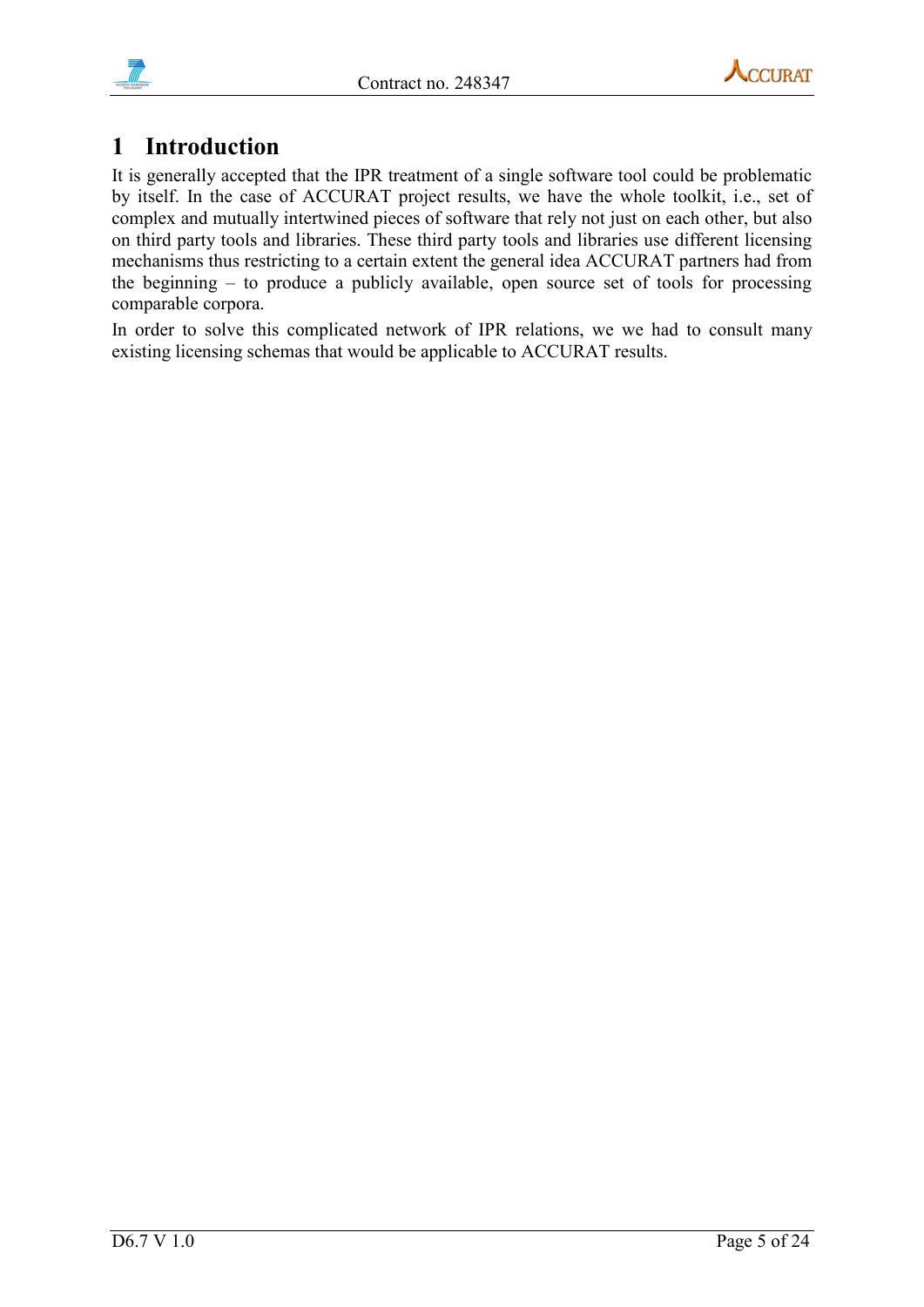# 1 Introduction

It is generally accepted that the IPR treatment of a single software tool could be problematic by itself. In the case of ACCURAT project results, we have the whole toolkit, i.e., set of complex and mutually intertwined pieces of software that rely not just on each other, but also on third party tools and libraries. These third party tools and libraries use different licensing mechanisms thus restricting to a certain extent the general idea ACCURAT partners had from the beginning – to produce a publicly available, open source set of tools for processing comparable corpora.

In order to solve this complicated network of IPR relations, we we had to consult many existing licensing schemas that would be applicable to ACCURAT results.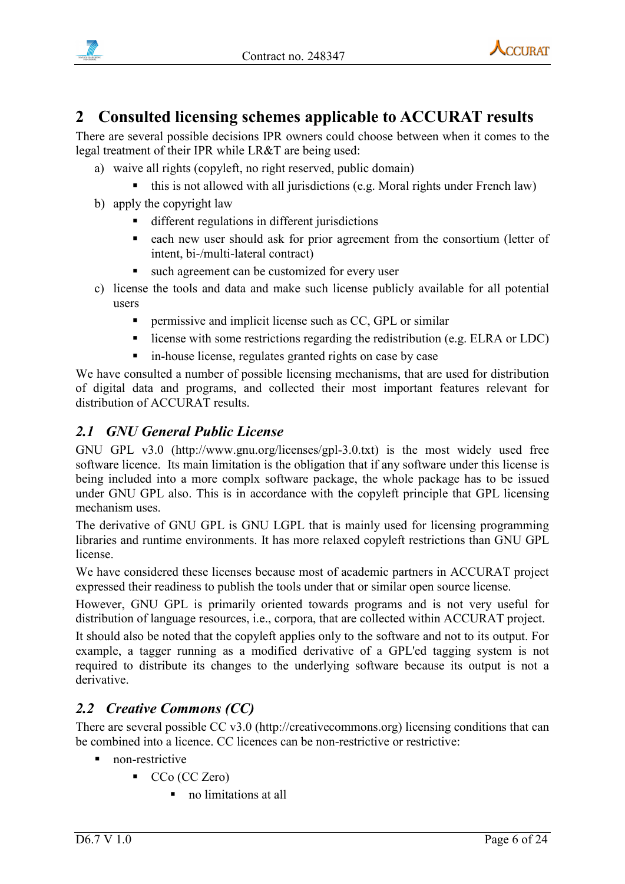## 2 Consulted licensing schemes applicable to ACCURAT results

There are several possible decisions IPR owners could choose between when it comes to the legal treatment of their IPR while LR&T are being used:

a) waive all rights (copyleft, no right reserved, public domain)
   - this is not allowed with all jurisdictions (e.g. Moral rights under French law)
b) apply the copyright law
   - different regulations in different jurisdictions
   - each new user should ask for prior agreement from the consortium (letter of intent, bi-/multi-lateral contract)
   - such agreement can be customized for every user
c) license the tools and data and make such license publicly available for all potential users
   - permissive and implicit license such as CC, GPL or similar
   - license with some restrictions regarding the redistribution (e.g. ELRA or LDC)
   - in-house license, regulates granted rights on case by case

We have consulted a number of possible licensing mechanisms, that are used for distribution of digital data and programs, and collected their most important features relevant for distribution of ACCURAT results.

### *2.1 GNU General Public License*

GNU GPL v3.0 (http://www.gnu.org/licenses/gpl-3.0.txt) is the most widely used free software licence. Its main limitation is the obligation that if any software under this license is being included into a more complx software package, the whole package has to be issued under GNU GPL also. This is in accordance with the copyleft principle that GPL licensing mechanism uses.

The derivative of GNU GPL is GNU LGPL that is mainly used for licensing programming libraries and runtime environments. It has more relaxed copyleft restrictions than GNU GPL license.

We have considered these licenses because most of academic partners in ACCURAT project expressed their readiness to publish the tools under that or similar open source license.

However, GNU GPL is primarily oriented towards programs and is not very useful for distribution of language resources, i.e., corpora, that are collected within ACCURAT project.

It should also be noted that the copyleft applies only to the software and not to its output. For example, a tagger running as a modified derivative of a GPL'ed tagging system is not required to distribute its changes to the underlying software because its output is not a derivative.

### *2.2 Creative Commons (CC)*

There are several possible CC v3.0 (http://creativecommons.org) licensing conditions that can be combined into a licence. CC licences can be non-restrictive or restrictive:

- non-restrictive
  - CCo (CC Zero)
    - no limitations at all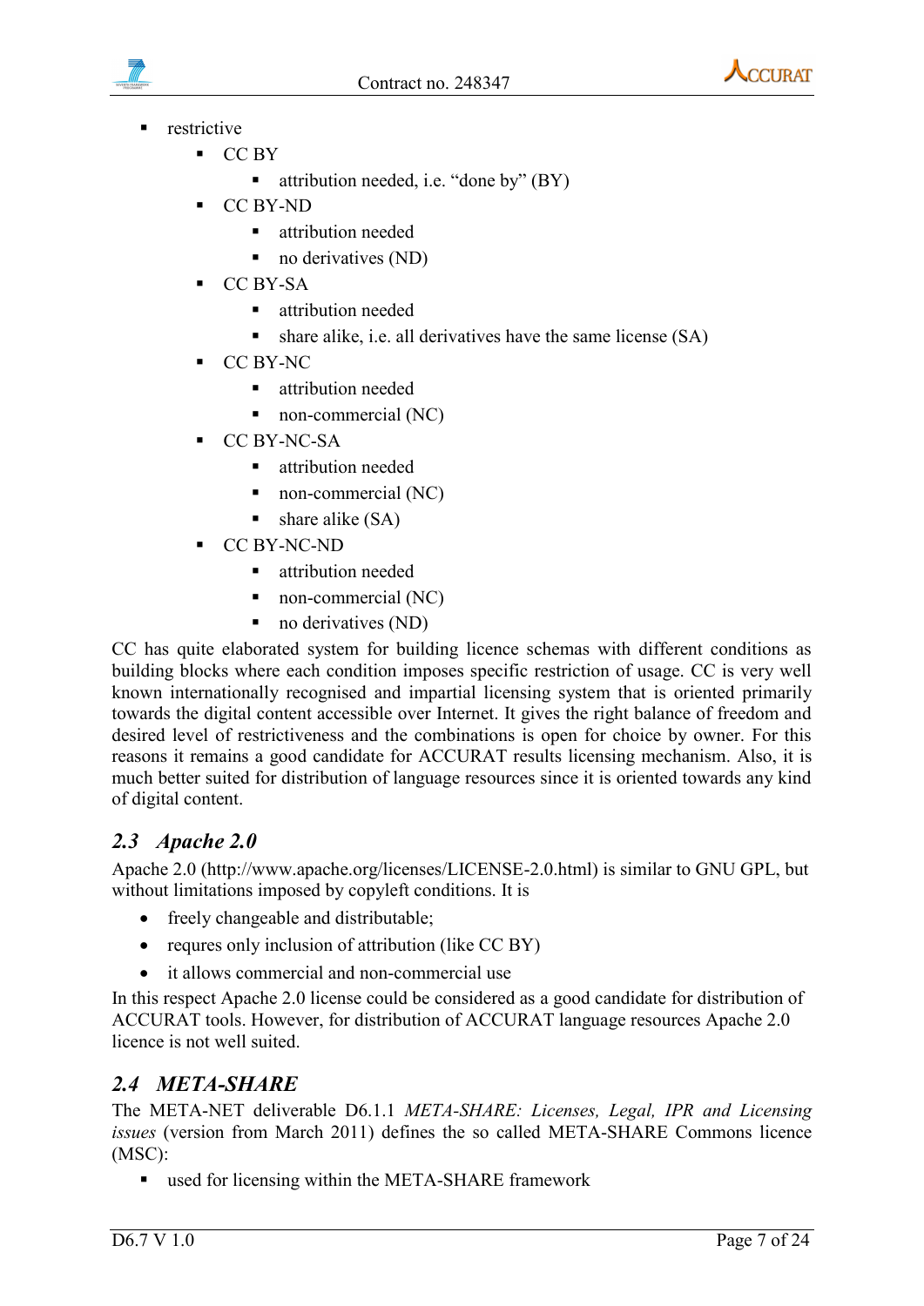- restrictive
    - CC BY
        - attribution needed, i.e. "done by" (BY)
    - CC BY-ND
        - attribution needed
        - no derivatives (ND)
    - CC BY-SA
        - attribution needed
        - share alike, i.e. all derivatives have the same license (SA)
    - CC BY-NC
        - attribution needed
        - non-commercial (NC)
    - CC BY-NC-SA
        - attribution needed
        - non-commercial (NC)
        - share alike (SA)
    - CC BY-NC-ND
        - attribution needed
        - non-commercial (NC)
        - no derivatives (ND)

CC has quite elaborated system for building licence schemas with different conditions as building blocks where each condition imposes specific restriction of usage. CC is very well known internationally recognised and impartial licensing system that is oriented primarily towards the digital content accessible over Internet. It gives the right balance of freedom and desired level of restrictiveness and the combinations is open for choice by owner. For this reasons it remains a good candidate for ACCURAT results licensing mechanism. Also, it is much better suited for distribution of language resources since it is oriented towards any kind of digital content.

## *2.3 Apache 2.0*

Apache 2.0 (http://www.apache.org/licenses/LICENSE-2.0.html) is similar to GNU GPL, but without limitations imposed by copyleft conditions. It is

- freely changeable and distributable;
- requres only inclusion of attribution (like CC BY)
- it allows commercial and non-commercial use

In this respect Apache 2.0 license could be considered as a good candidate for distribution of ACCURAT tools. However, for distribution of ACCURAT language resources Apache 2.0 licence is not well suited.

## *2.4 META-SHARE*

The META-NET deliverable D6.1.1 *META-SHARE: Licenses, Legal, IPR and Licensing issues* (version from March 2011) defines the so called META-SHARE Commons licence (MSC):

- used for licensing within the META-SHARE framework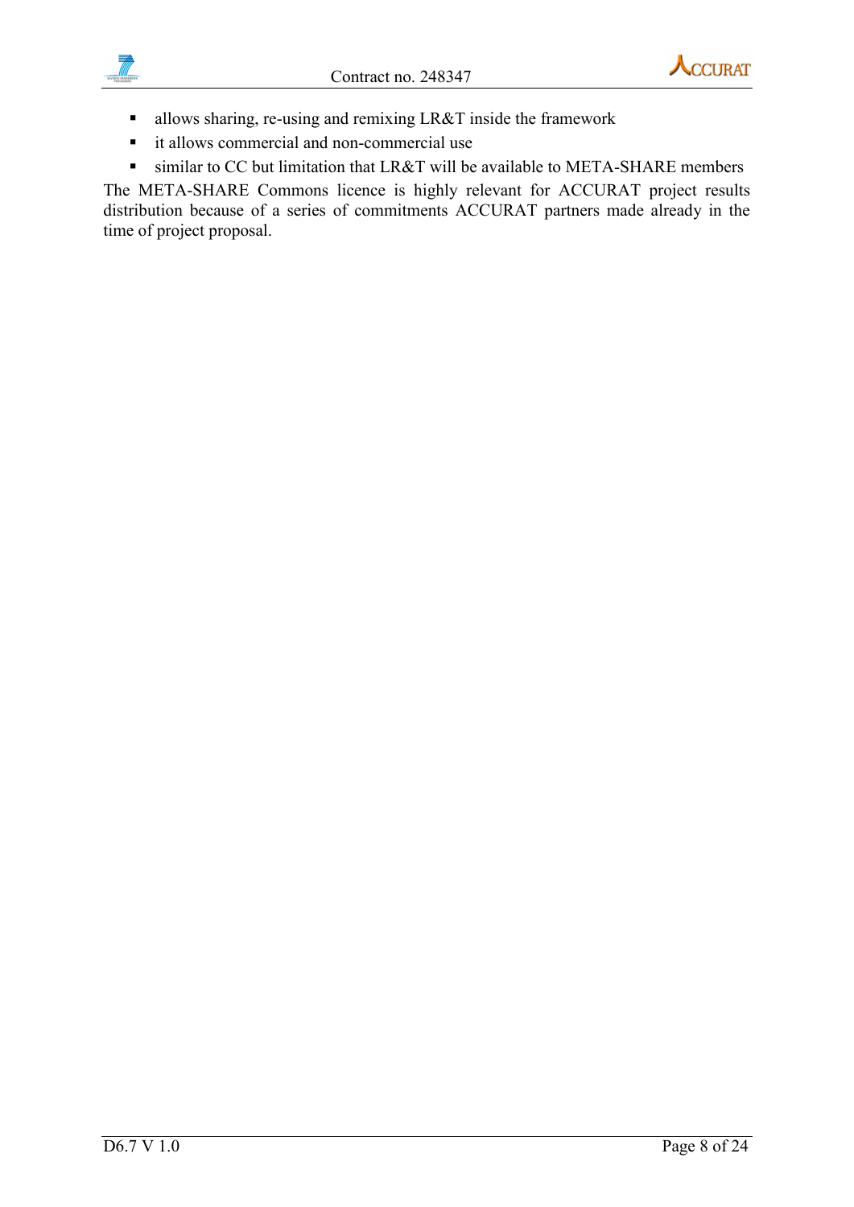- allows sharing, re-using and remixing LR&T inside the framework
- it allows commercial and non-commercial use
- similar to CC but limitation that LR&T will be available to META-SHARE members

The META-SHARE Commons licence is highly relevant for ACCURAT project results distribution because of a series of commitments ACCURAT partners made already in the time of project proposal.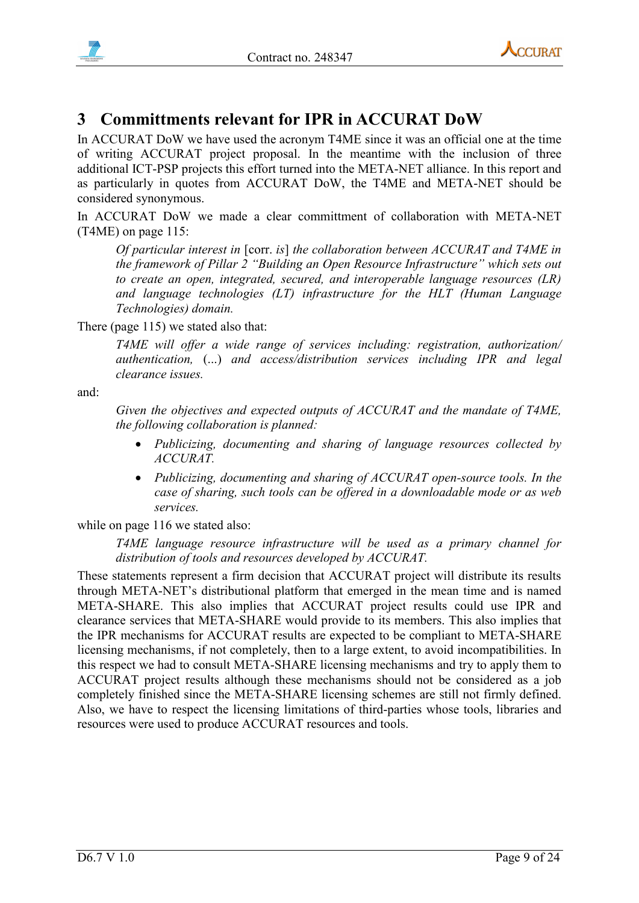# 3 Committments relevant for IPR in ACCURAT DoW

In ACCURAT DoW we have used the acronym T4ME since it was an official one at the time of writing ACCURAT project proposal. In the meantime with the inclusion of three additional ICT-PSP projects this effort turned into the META-NET alliance. In this report and as particularly in quotes from ACCURAT DoW, the T4ME and META-NET should be considered synonymous.

In ACCURAT DoW we made a clear committment of collaboration with META-NET (T4ME) on page 115:

> *Of particular interest in* [corr. *is*] *the collaboration between ACCURAT and T4ME in the framework of Pillar 2 "Building an Open Resource Infrastructure" which sets out to create an open, integrated, secured, and interoperable language resources (LR) and language technologies (LT) infrastructure for the HLT (Human Language Technologies) domain.*

There (page 115) we stated also that:

> *T4ME will offer a wide range of services including: registration, authorization/ authentication,* (...) *and access/distribution services including IPR and legal clearance issues.*

and:

> *Given the objectives and expected outputs of ACCURAT and the mandate of T4ME, the following collaboration is planned:*
>
> - *Publicizing, documenting and sharing of language resources collected by ACCURAT.*
> - *Publicizing, documenting and sharing of ACCURAT open-source tools. In the case of sharing, such tools can be offered in a downloadable mode or as web services.*

while on page 116 we stated also:

> *T4ME language resource infrastructure will be used as a primary channel for distribution of tools and resources developed by ACCURAT.*

These statements represent a firm decision that ACCURAT project will distribute its results through META-NET's distributional platform that emerged in the mean time and is named META-SHARE. This also implies that ACCURAT project results could use IPR and clearance services that META-SHARE would provide to its members. This also implies that the IPR mechanisms for ACCURAT results are expected to be compliant to META-SHARE licensing mechanisms, if not completely, then to a large extent, to avoid incompatibilities. In this respect we had to consult META-SHARE licensing mechanisms and try to apply them to ACCURAT project results although these mechanisms should not be considered as a job completely finished since the META-SHARE licensing schemes are still not firmly defined. Also, we have to respect the licensing limitations of third-parties whose tools, libraries and resources were used to produce ACCURAT resources and tools.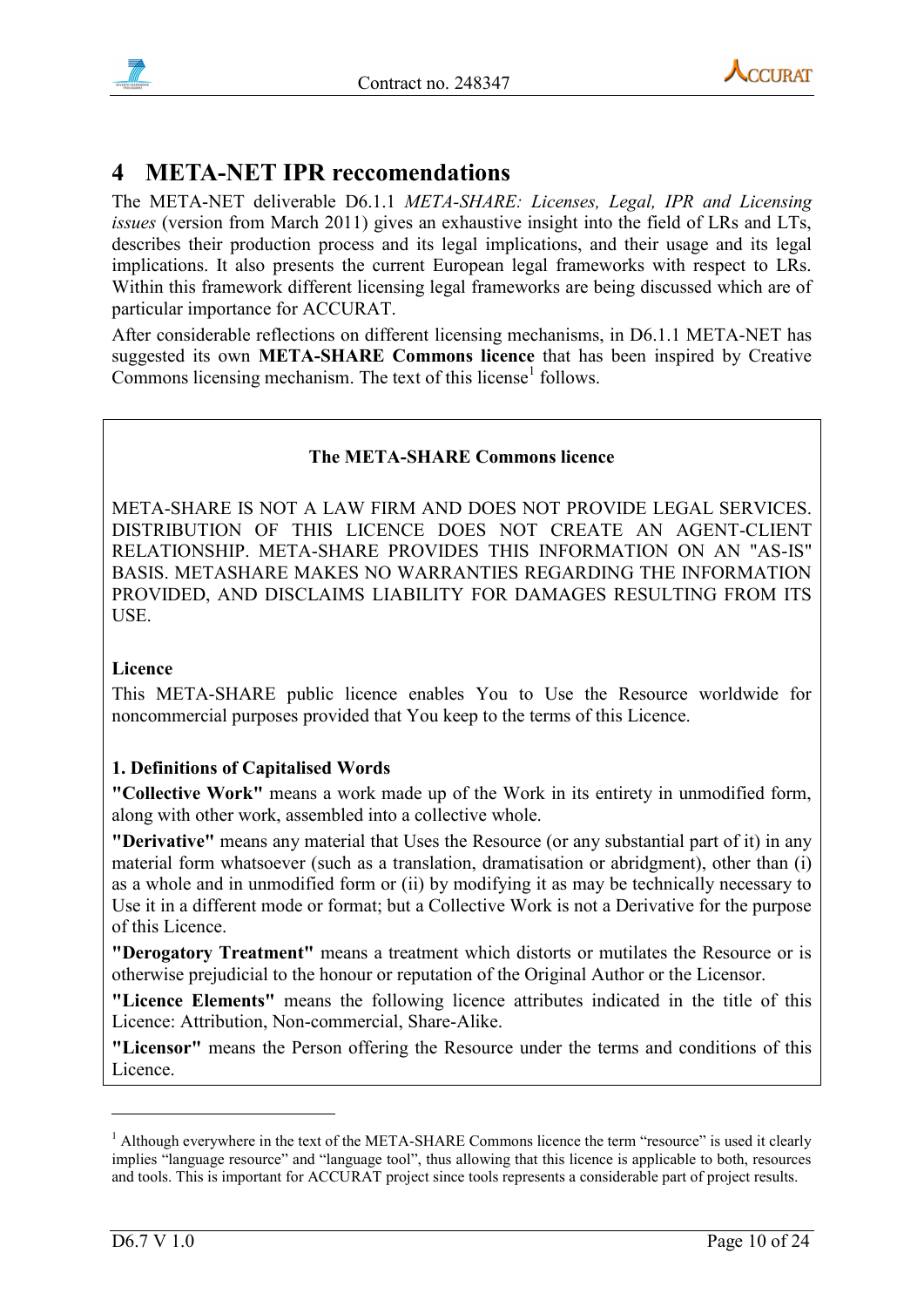# 4 META-NET IPR reccomendations

The META-NET deliverable D6.1.1 *META-SHARE: Licenses, Legal, IPR and Licensing issues* (version from March 2011) gives an exhaustive insight into the field of LRs and LTs, describes their production process and its legal implications, and their usage and its legal implications. It also presents the current European legal frameworks with respect to LRs. Within this framework different licensing legal frameworks are being discussed which are of particular importance for ACCURAT.

After considerable reflections on different licensing mechanisms, in D6.1.1 META-NET has suggested its own **META-SHARE Commons licence** that has been inspired by Creative Commons licensing mechanism. The text of this license[1] follows.

**The META-SHARE Commons licence**

META-SHARE IS NOT A LAW FIRM AND DOES NOT PROVIDE LEGAL SERVICES. DISTRIBUTION OF THIS LICENCE DOES NOT CREATE AN AGENT-CLIENT RELATIONSHIP. META-SHARE PROVIDES THIS INFORMATION ON AN "AS-IS" BASIS. METASHARE MAKES NO WARRANTIES REGARDING THE INFORMATION PROVIDED, AND DISCLAIMS LIABILITY FOR DAMAGES RESULTING FROM ITS USE.

**Licence**

This META-SHARE public licence enables You to Use the Resource worldwide for noncommercial purposes provided that You keep to the terms of this Licence.

**1. Definitions of Capitalised Words**

**"Collective Work"** means a work made up of the Work in its entirety in unmodified form, along with other work, assembled into a collective whole.

**"Derivative"** means any material that Uses the Resource (or any substantial part of it) in any material form whatsoever (such as a translation, dramatisation or abridgment), other than (i) as a whole and in unmodified form or (ii) by modifying it as may be technically necessary to Use it in a different mode or format; but a Collective Work is not a Derivative for the purpose of this Licence.

**"Derogatory Treatment"** means a treatment which distorts or mutilates the Resource or is otherwise prejudicial to the honour or reputation of the Original Author or the Licensor.

**"Licence Elements"** means the following licence attributes indicated in the title of this Licence: Attribution, Non-commercial, Share-Alike.

**"Licensor"** means the Person offering the Resource under the terms and conditions of this Licence.

[1] Although everywhere in the text of the META-SHARE Commons licence the term "resource" is used it clearly implies "language resource" and "language tool", thus allowing that this licence is applicable to both, resources and tools. This is important for ACCURAT project since tools represents a considerable part of project results.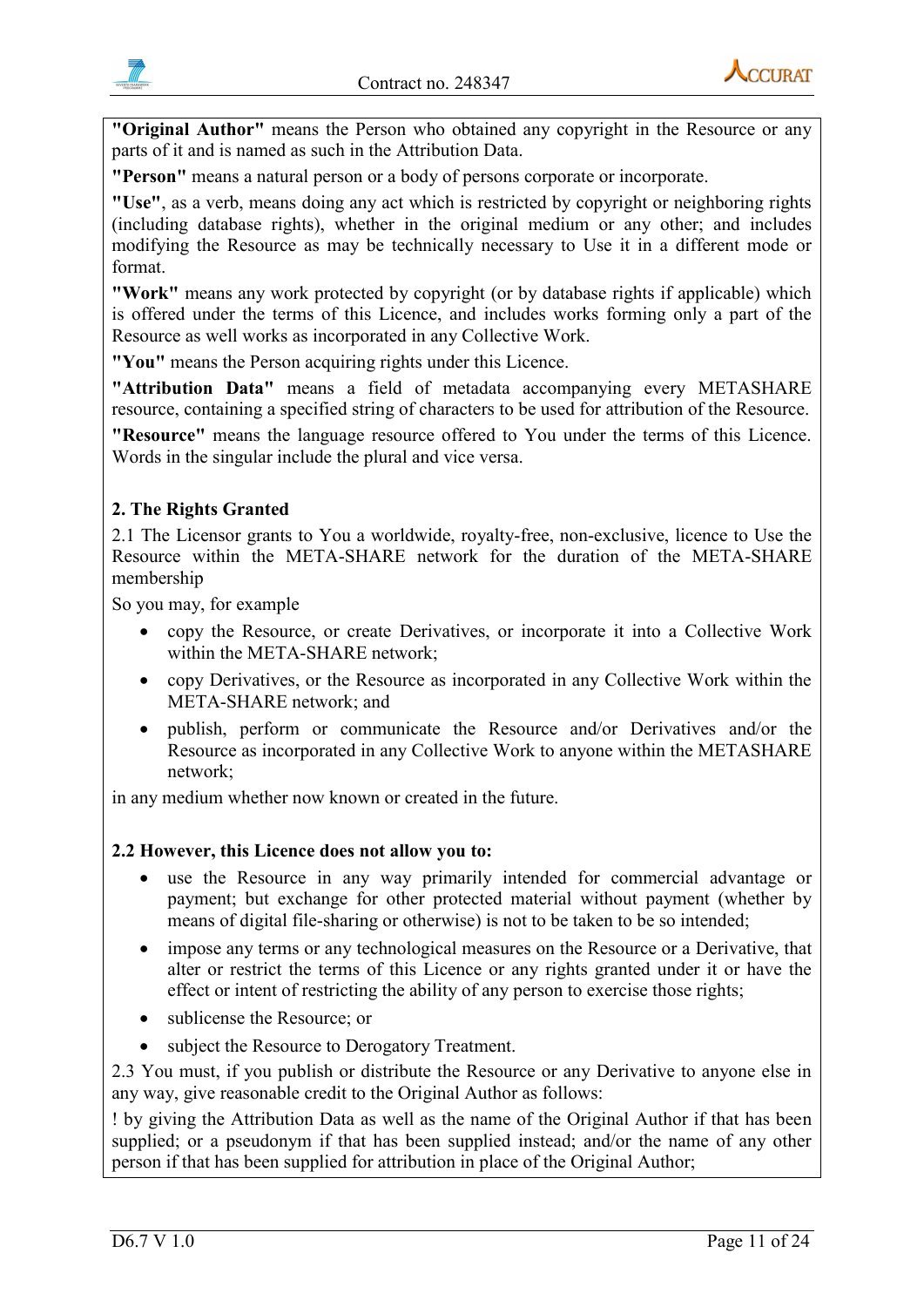**"Original Author"** means the Person who obtained any copyright in the Resource or any parts of it and is named as such in the Attribution Data.

**"Person"** means a natural person or a body of persons corporate or incorporate.

**"Use"**, as a verb, means doing any act which is restricted by copyright or neighboring rights (including database rights), whether in the original medium or any other; and includes modifying the Resource as may be technically necessary to Use it in a different mode or format.

**"Work"** means any work protected by copyright (or by database rights if applicable) which is offered under the terms of this Licence, and includes works forming only a part of the Resource as well works as incorporated in any Collective Work.

**"You"** means the Person acquiring rights under this Licence.

**"Attribution Data"** means a field of metadata accompanying every METASHARE resource, containing a specified string of characters to be used for attribution of the Resource.

**"Resource"** means the language resource offered to You under the terms of this Licence. Words in the singular include the plural and vice versa.

**2. The Rights Granted**

2.1 The Licensor grants to You a worldwide, royalty-free, non-exclusive, licence to Use the Resource within the META-SHARE network for the duration of the META-SHARE membership

So you may, for example

- copy the Resource, or create Derivatives, or incorporate it into a Collective Work within the META-SHARE network;
- copy Derivatives, or the Resource as incorporated in any Collective Work within the META-SHARE network; and
- publish, perform or communicate the Resource and/or Derivatives and/or the Resource as incorporated in any Collective Work to anyone within the METASHARE network;

in any medium whether now known or created in the future.

**2.2 However, this Licence does not allow you to:**

- use the Resource in any way primarily intended for commercial advantage or payment; but exchange for other protected material without payment (whether by means of digital file-sharing or otherwise) is not to be taken to be so intended;
- impose any terms or any technological measures on the Resource or a Derivative, that alter or restrict the terms of this Licence or any rights granted under it or have the effect or intent of restricting the ability of any person to exercise those rights;
- sublicense the Resource; or
- subject the Resource to Derogatory Treatment.

2.3 You must, if you publish or distribute the Resource or any Derivative to anyone else in any way, give reasonable credit to the Original Author as follows:

! by giving the Attribution Data as well as the name of the Original Author if that has been supplied; or a pseudonym if that has been supplied instead; and/or the name of any other person if that has been supplied for attribution in place of the Original Author;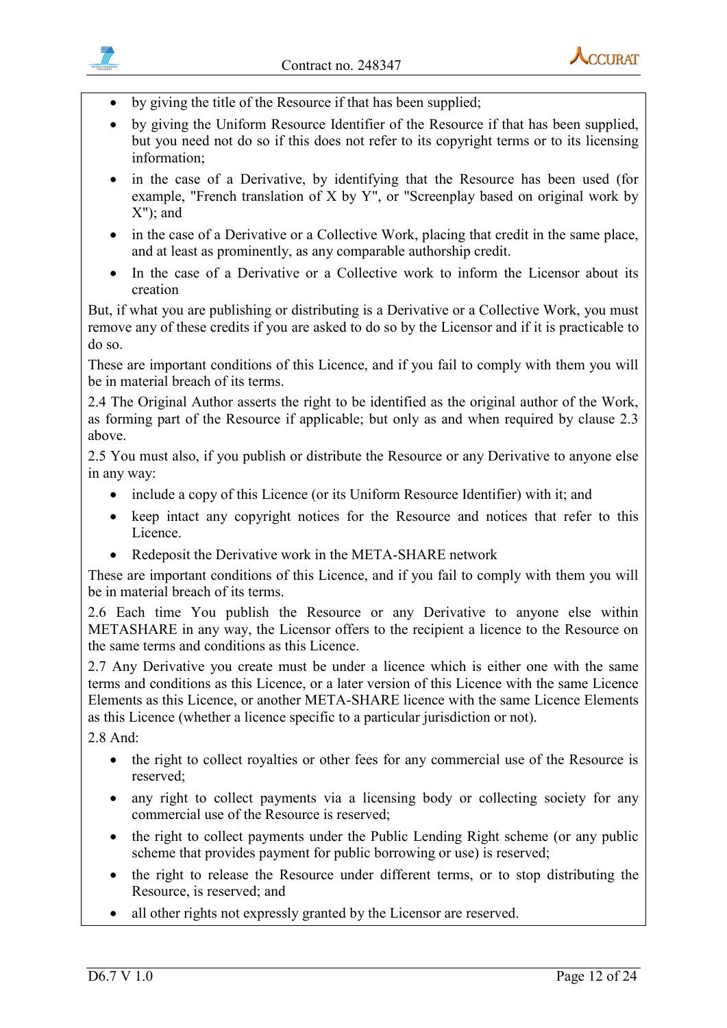- by giving the title of the Resource if that has been supplied;
- by giving the Uniform Resource Identifier of the Resource if that has been supplied, but you need not do so if this does not refer to its copyright terms or to its licensing information;
- in the case of a Derivative, by identifying that the Resource has been used (for example, "French translation of X by Y", or "Screenplay based on original work by X"); and
- in the case of a Derivative or a Collective Work, placing that credit in the same place, and at least as prominently, as any comparable authorship credit.
- In the case of a Derivative or a Collective work to inform the Licensor about its creation

But, if what you are publishing or distributing is a Derivative or a Collective Work, you must remove any of these credits if you are asked to do so by the Licensor and if it is practicable to do so.

These are important conditions of this Licence, and if you fail to comply with them you will be in material breach of its terms.

2.4 The Original Author asserts the right to be identified as the original author of the Work, as forming part of the Resource if applicable; but only as and when required by clause 2.3 above.

2.5 You must also, if you publish or distribute the Resource or any Derivative to anyone else in any way:

- include a copy of this Licence (or its Uniform Resource Identifier) with it; and
- keep intact any copyright notices for the Resource and notices that refer to this Licence.
- Redeposit the Derivative work in the META-SHARE network

These are important conditions of this Licence, and if you fail to comply with them you will be in material breach of its terms.

2.6 Each time You publish the Resource or any Derivative to anyone else within METASHARE in any way, the Licensor offers to the recipient a licence to the Resource on the same terms and conditions as this Licence.

2.7 Any Derivative you create must be under a licence which is either one with the same terms and conditions as this Licence, or a later version of this Licence with the same Licence Elements as this Licence, or another META-SHARE licence with the same Licence Elements as this Licence (whether a licence specific to a particular jurisdiction or not).

2.8 And:

- the right to collect royalties or other fees for any commercial use of the Resource is reserved;
- any right to collect payments via a licensing body or collecting society for any commercial use of the Resource is reserved;
- the right to collect payments under the Public Lending Right scheme (or any public scheme that provides payment for public borrowing or use) is reserved;
- the right to release the Resource under different terms, or to stop distributing the Resource, is reserved; and
- all other rights not expressly granted by the Licensor are reserved.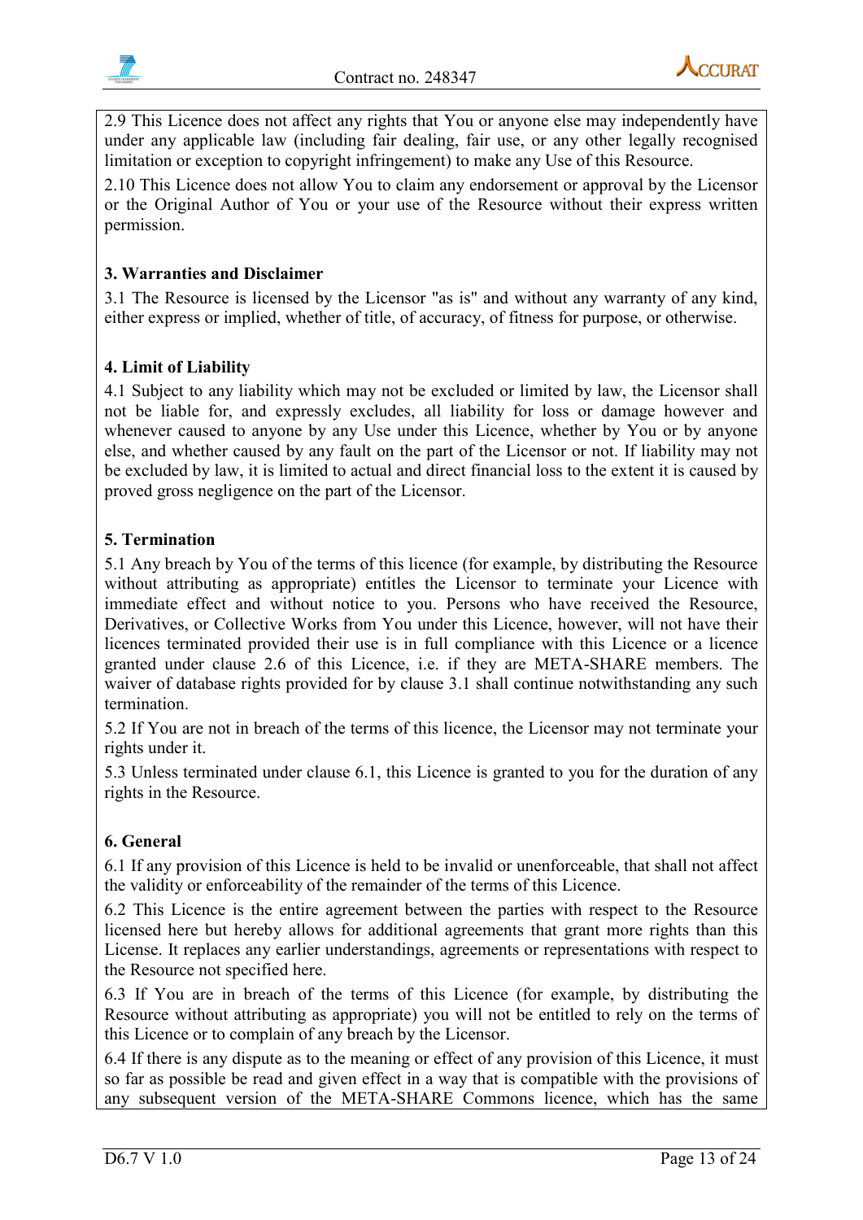2.9 This Licence does not affect any rights that You or anyone else may independently have under any applicable law (including fair dealing, fair use, or any other legally recognised limitation or exception to copyright infringement) to make any Use of this Resource.

2.10 This Licence does not allow You to claim any endorsement or approval by the Licensor or the Original Author of You or your use of the Resource without their express written permission.

**3. Warranties and Disclaimer**

3.1 The Resource is licensed by the Licensor "as is" and without any warranty of any kind, either express or implied, whether of title, of accuracy, of fitness for purpose, or otherwise.

**4. Limit of Liability**

4.1 Subject to any liability which may not be excluded or limited by law, the Licensor shall not be liable for, and expressly excludes, all liability for loss or damage however and whenever caused to anyone by any Use under this Licence, whether by You or by anyone else, and whether caused by any fault on the part of the Licensor or not. If liability may not be excluded by law, it is limited to actual and direct financial loss to the extent it is caused by proved gross negligence on the part of the Licensor.

**5. Termination**

5.1 Any breach by You of the terms of this licence (for example, by distributing the Resource without attributing as appropriate) entitles the Licensor to terminate your Licence with immediate effect and without notice to you. Persons who have received the Resource, Derivatives, or Collective Works from You under this Licence, however, will not have their licences terminated provided their use is in full compliance with this Licence or a licence granted under clause 2.6 of this Licence, i.e. if they are META-SHARE members. The waiver of database rights provided for by clause 3.1 shall continue notwithstanding any such termination.

5.2 If You are not in breach of the terms of this licence, the Licensor may not terminate your rights under it.

5.3 Unless terminated under clause 6.1, this Licence is granted to you for the duration of any rights in the Resource.

**6. General**

6.1 If any provision of this Licence is held to be invalid or unenforceable, that shall not affect the validity or enforceability of the remainder of the terms of this Licence.

6.2 This Licence is the entire agreement between the parties with respect to the Resource licensed here but hereby allows for additional agreements that grant more rights than this License. It replaces any earlier understandings, agreements or representations with respect to the Resource not specified here.

6.3 If You are in breach of the terms of this Licence (for example, by distributing the Resource without attributing as appropriate) you will not be entitled to rely on the terms of this Licence or to complain of any breach by the Licensor.

6.4 If there is any dispute as to the meaning or effect of any provision of this Licence, it must so far as possible be read and given effect in a way that is compatible with the provisions of any subsequent version of the META-SHARE Commons licence, which has the same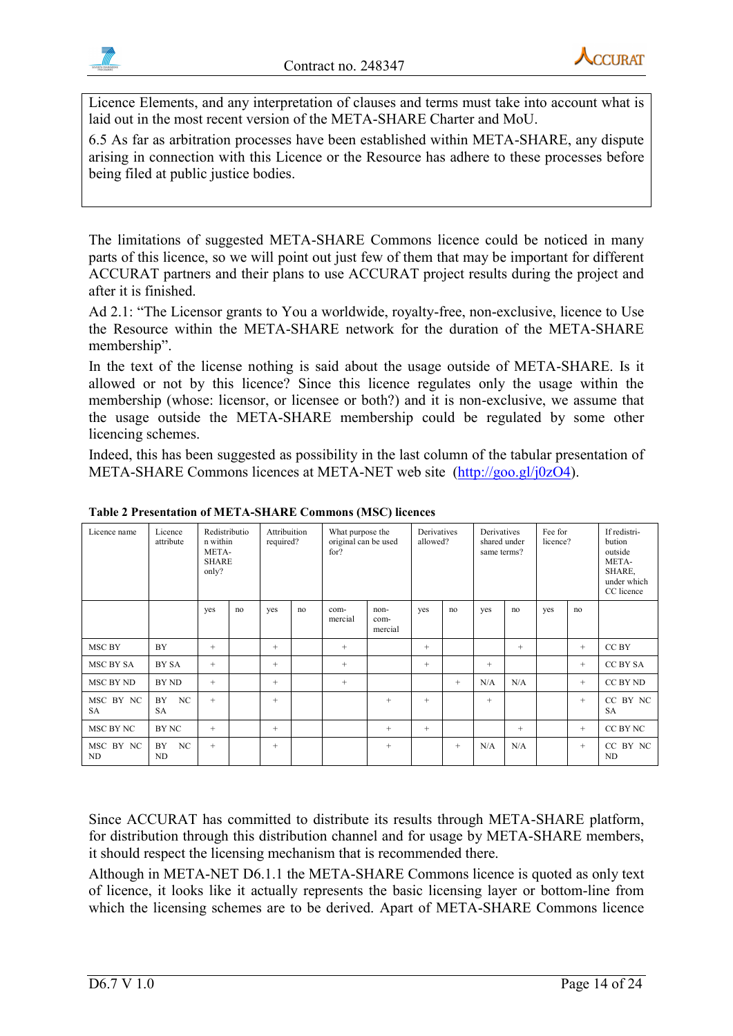Licence Elements, and any interpretation of clauses and terms must take into account what is laid out in the most recent version of the META-SHARE Charter and MoU.

6.5 As far as arbitration processes have been established within META-SHARE, any dispute arising in connection with this Licence or the Resource has adhere to these processes before being filed at public justice bodies.

The limitations of suggested META-SHARE Commons licence could be noticed in many parts of this licence, so we will point out just few of them that may be important for different ACCURAT partners and their plans to use ACCURAT project results during the project and after it is finished.

Ad 2.1: "The Licensor grants to You a worldwide, royalty-free, non-exclusive, licence to Use the Resource within the META-SHARE network for the duration of the META-SHARE membership".

In the text of the license nothing is said about the usage outside of META-SHARE. Is it allowed or not by this licence? Since this licence regulates only the usage within the membership (whose: licensor, or licensee or both?) and it is non-exclusive, we assume that the usage outside the META-SHARE membership could be regulated by some other licencing schemes.

Indeed, this has been suggested as possibility in the last column of the tabular presentation of META-SHARE Commons licences at META-NET web site (http://goo.gl/j0zO4).

**Table 2 Presentation of META-SHARE Commons (MSC) licences**

| Licence name | Licence attribute | Redistribution within META-SHARE only? | | Attribuition required? | | What purpose the original can be used for? | | Derivatives allowed? | | Derivatives shared under same terms? | | Fee for licence? | | If redistribution outside META-SHARE, under which CC licence |
|---|---|---|---|---|---|---|---|---|---|---|---|---|---|---|
| | | yes | no | yes | no | com-mercial | non-com-mercial | yes | no | yes | no | yes | no | |
| MSC BY | BY | + | | + | | + | | + | | | + | | + | CC BY |
| MSC BY SA | BY SA | + | | + | | + | | + | | + | | | + | CC BY SA |
| MSC BY ND | BY ND | + | | + | | + | | | + | N/A | N/A | | + | CC BY ND |
| MSC BY NC SA | BY NC SA | + | | + | | | + | + | | + | | | + | CC BY NC SA |
| MSC BY NC | BY NC | + | | + | | | + | + | | | + | | + | CC BY NC |
| MSC BY NC ND | BY NC ND | + | | + | | | + | | + | N/A | N/A | | + | CC BY NC ND |

Since ACCURAT has committed to distribute its results through META-SHARE platform, for distribution through this distribution channel and for usage by META-SHARE members, it should respect the licensing mechanism that is recommended there.

Although in META-NET D6.1.1 the META-SHARE Commons licence is quoted as only text of licence, it looks like it actually represents the basic licensing layer or bottom-line from which the licensing schemes are to be derived. Apart of META-SHARE Commons licence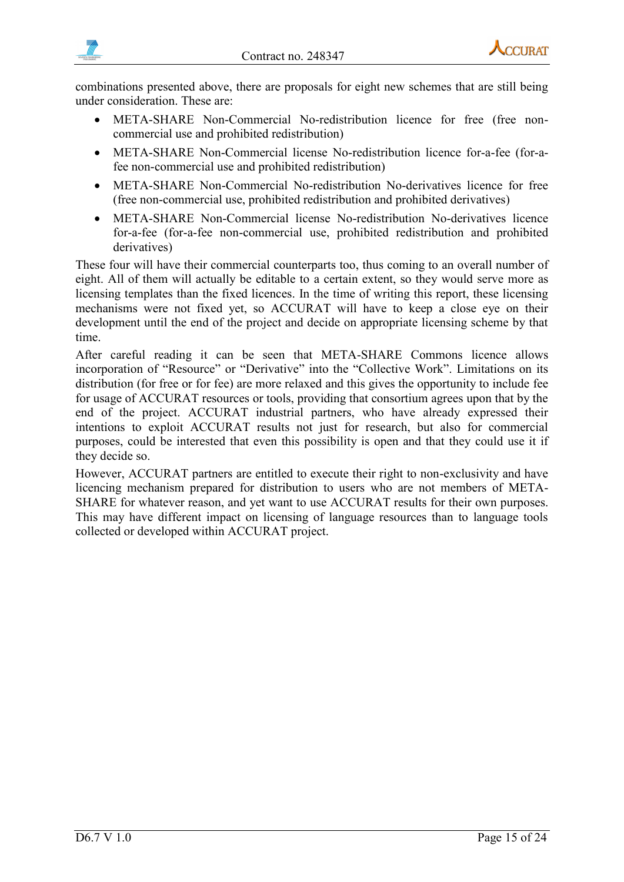combinations presented above, there are proposals for eight new schemes that are still being under consideration. These are:

- META-SHARE Non-Commercial No-redistribution licence for free (free non-commercial use and prohibited redistribution)
- META-SHARE Non-Commercial license No-redistribution licence for-a-fee (for-a-fee non-commercial use and prohibited redistribution)
- META-SHARE Non-Commercial No-redistribution No-derivatives licence for free (free non-commercial use, prohibited redistribution and prohibited derivatives)
- META-SHARE Non-Commercial license No-redistribution No-derivatives licence for-a-fee (for-a-fee non-commercial use, prohibited redistribution and prohibited derivatives)

These four will have their commercial counterparts too, thus coming to an overall number of eight. All of them will actually be editable to a certain extent, so they would serve more as licensing templates than the fixed licences. In the time of writing this report, these licensing mechanisms were not fixed yet, so ACCURAT will have to keep a close eye on their development until the end of the project and decide on appropriate licensing scheme by that time.

After careful reading it can be seen that META-SHARE Commons licence allows incorporation of "Resource" or "Derivative" into the "Collective Work". Limitations on its distribution (for free or for fee) are more relaxed and this gives the opportunity to include fee for usage of ACCURAT resources or tools, providing that consortium agrees upon that by the end of the project. ACCURAT industrial partners, who have already expressed their intentions to exploit ACCURAT results not just for research, but also for commercial purposes, could be interested that even this possibility is open and that they could use it if they decide so.

However, ACCURAT partners are entitled to execute their right to non-exclusivity and have licencing mechanism prepared for distribution to users who are not members of META-SHARE for whatever reason, and yet want to use ACCURAT results for their own purposes. This may have different impact on licensing of language resources than to language tools collected or developed within ACCURAT project.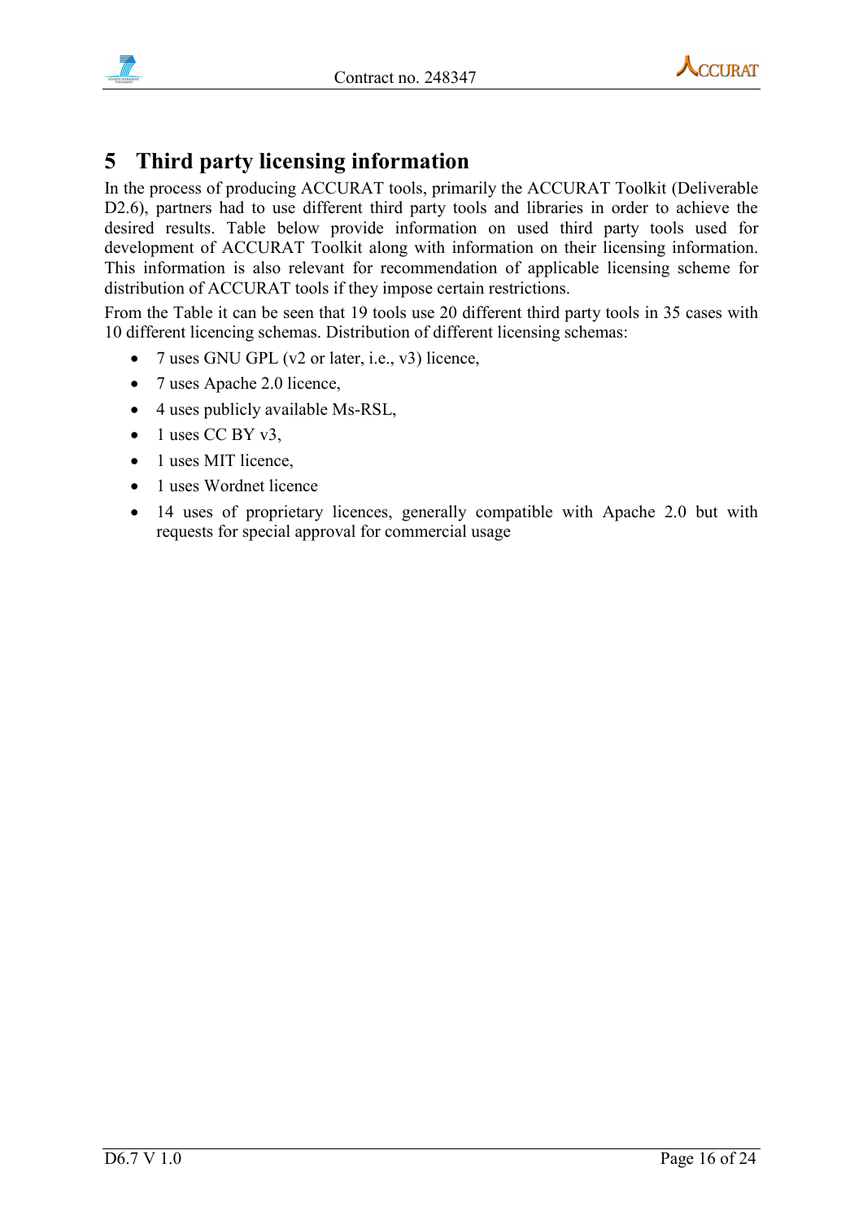# 5 Third party licensing information

In the process of producing ACCURAT tools, primarily the ACCURAT Toolkit (Deliverable D2.6), partners had to use different third party tools and libraries in order to achieve the desired results. Table below provide information on used third party tools used for development of ACCURAT Toolkit along with information on their licensing information. This information is also relevant for recommendation of applicable licensing scheme for distribution of ACCURAT tools if they impose certain restrictions.

From the Table it can be seen that 19 tools use 20 different third party tools in 35 cases with 10 different licencing schemas. Distribution of different licensing schemas:

- 7 uses GNU GPL (v2 or later, i.e., v3) licence,
- 7 uses Apache 2.0 licence,
- 4 uses publicly available Ms-RSL,
- 1 uses CC BY v3,
- 1 uses MIT licence,
- 1 uses Wordnet licence
- 14 uses of proprietary licences, generally compatible with Apache 2.0 but with requests for special approval for commercial usage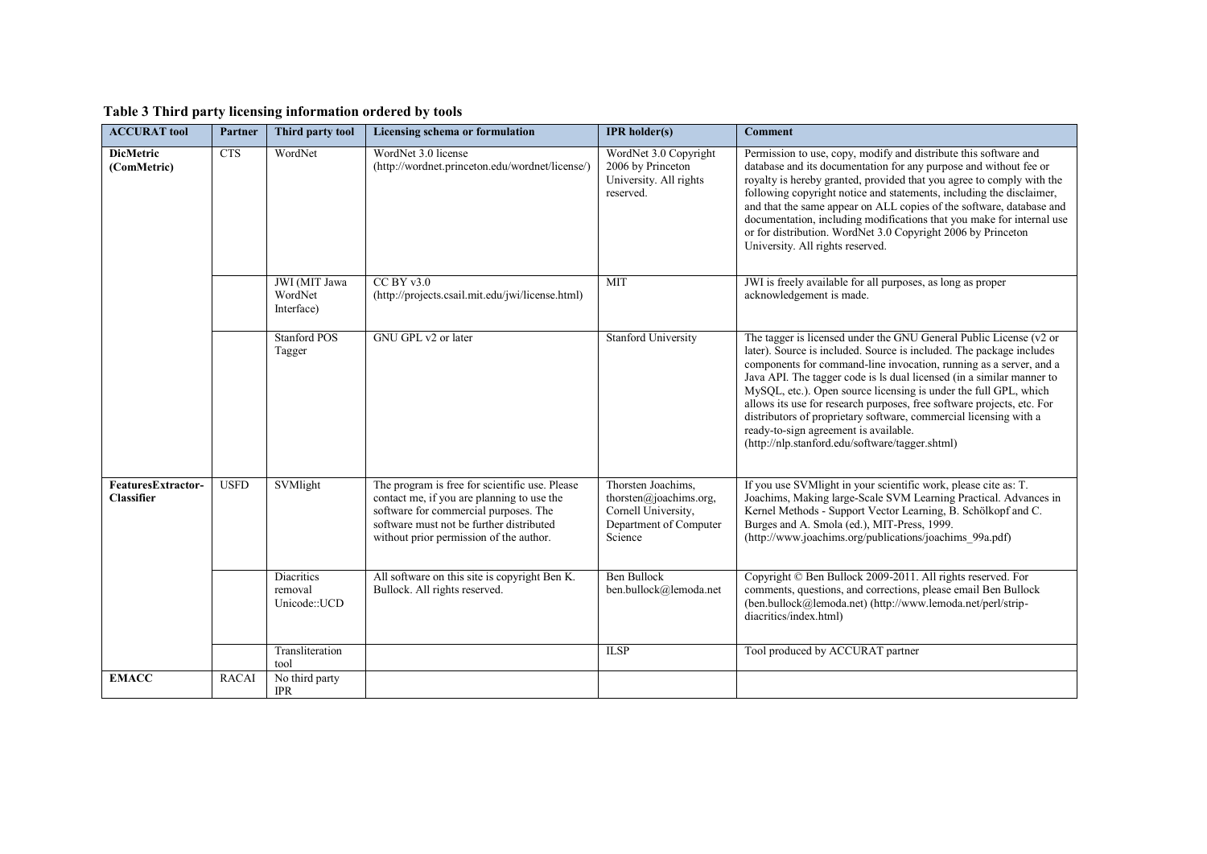**Table 3 Third party licensing information ordered by tools**

| ACCURAT tool | Partner | Third party tool | Licensing schema or formulation | IPR holder(s) | Comment |
|---|---|---|---|---|---|
| **DicMetric (ComMetric)** | CTS | WordNet | WordNet 3.0 license (http://wordnet.princeton.edu/wordnet/license/) | WordNet 3.0 Copyright 2006 by Princeton University. All rights reserved. | Permission to use, copy, modify and distribute this software and database and its documentation for any purpose and without fee or royalty is hereby granted, provided that you agree to comply with the following copyright notice and statements, including the disclaimer, and that the same appear on ALL copies of the software, database and documentation, including modifications that you make for internal use or for distribution. WordNet 3.0 Copyright 2006 by Princeton University. All rights reserved. |
| | | JWI (MIT Jawa WordNet Interface) | CC BY v3.0 (http://projects.csail.mit.edu/jwi/license.html) | MIT | JWI is freely available for all purposes, as long as proper acknowledgement is made. |
| | | Stanford POS Tagger | GNU GPL v2 or later | Stanford University | The tagger is licensed under the GNU General Public License (v2 or later). Source is included. Source is included. The package includes components for command-line invocation, running as a server, and a Java API. The tagger code is ls dual licensed (in a similar manner to MySQL, etc.). Open source licensing is under the full GPL, which allows its use for research purposes, free software projects, etc. For distributors of proprietary software, commercial licensing with a ready-to-sign agreement is available. (http://nlp.stanford.edu/software/tagger.shtml) |
| **FeaturesExtractor-Classifier** | USFD | SVMlight | The program is free for scientific use. Please contact me, if you are planning to use the software for commercial purposes. The software must not be further distributed without prior permission of the author. | Thorsten Joachims, thorsten@joachims.org, Cornell University, Department of Computer Science | If you use SVMlight in your scientific work, please cite as: T. Joachims, Making large-Scale SVM Learning Practical. Advances in Kernel Methods - Support Vector Learning, B. Schölkopf and C. Burges and A. Smola (ed.), MIT-Press, 1999. (http://www.joachims.org/publications/joachims_99a.pdf) |
| | | Diacritics removal Unicode::UCD | All software on this site is copyright Ben K. Bullock. All rights reserved. | Ben Bullock ben.bullock@lemoda.net | Copyright © Ben Bullock 2009-2011. All rights reserved. For comments, questions, and corrections, please email Ben Bullock (ben.bullock@lemoda.net) (http://www.lemoda.net/perl/strip-diacritics/index.html) |
| | | Transliteration tool | | ILSP | Tool produced by ACCURAT partner |
| **EMACC** | RACAI | No third party IPR | | | |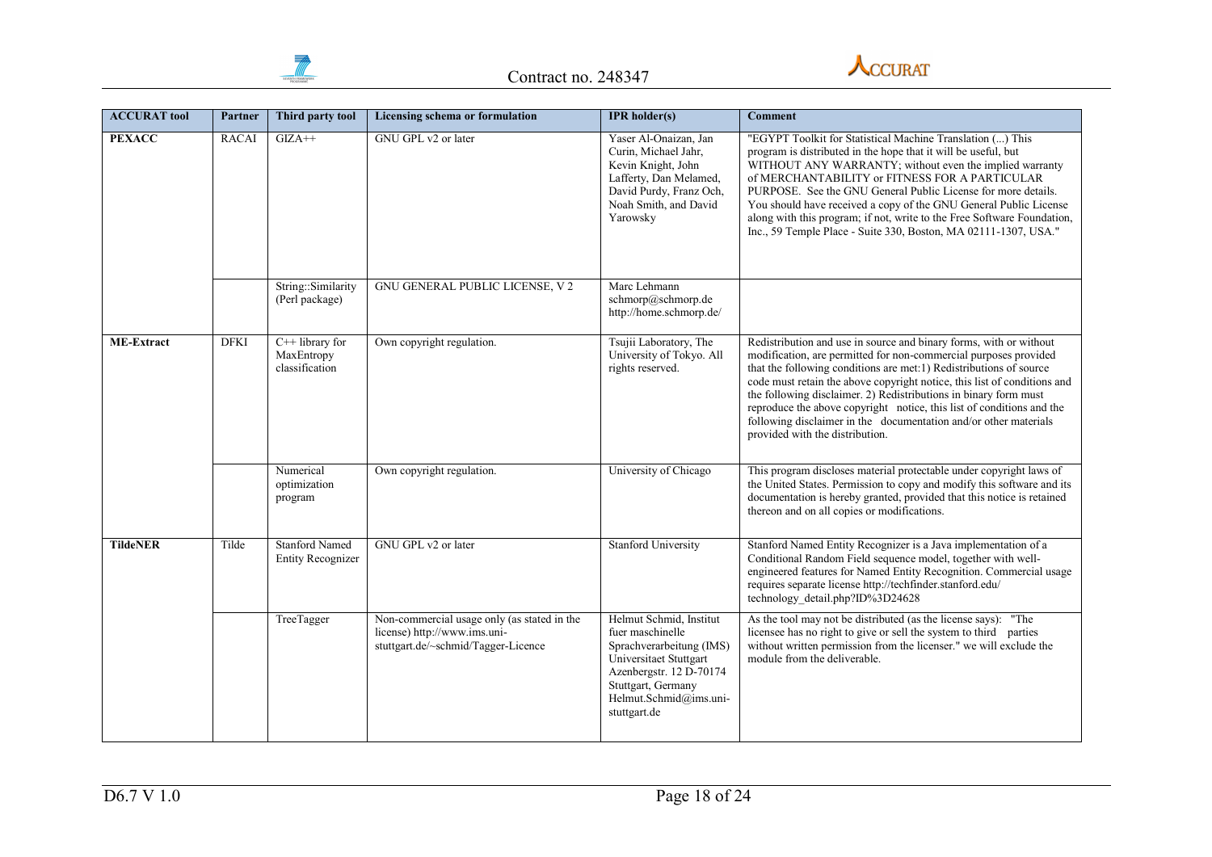| ACCURAT tool | Partner | Third party tool | Licensing schema or formulation | IPR holder(s) | Comment |
|---|---|---|---|---|---|
| **PEXACC** | RACAI | GIZA++ | GNU GPL v2 or later | Yaser Al-Onaizan, Jan Curin, Michael Jahr, Kevin Knight, John Lafferty, Dan Melamed, David Purdy, Franz Och, Noah Smith, and David Yarowsky | "EGYPT Toolkit for Statistical Machine Translation (...) This program is distributed in the hope that it will be useful, but WITHOUT ANY WARRANTY; without even the implied warranty of MERCHANTABILITY or FITNESS FOR A PARTICULAR PURPOSE. See the GNU General Public License for more details. You should have received a copy of the GNU General Public License along with this program; if not, write to the Free Software Foundation, Inc., 59 Temple Place - Suite 330, Boston, MA 02111-1307, USA." |
| | | String::Similarity (Perl package) | GNU GENERAL PUBLIC LICENSE, V 2 | Marc Lehmann schmorp@schmorp.de http://home.schmorp.de/ | |
| **ME-Extract** | DFKI | C++ library for MaxEntropy classification | Own copyright regulation. | Tsujii Laboratory, The University of Tokyo. All rights reserved. | Redistribution and use in source and binary forms, with or without modification, are permitted for non-commercial purposes provided that the following conditions are met:1) Redistributions of source code must retain the above copyright notice, this list of conditions and the following disclaimer. 2) Redistributions in binary form must reproduce the above copyright notice, this list of conditions and the following disclaimer in the documentation and/or other materials provided with the distribution. |
| | | Numerical optimization program | Own copyright regulation. | University of Chicago | This program discloses material protectable under copyright laws of the United States. Permission to copy and modify this software and its documentation is hereby granted, provided that this notice is retained thereon and on all copies or modifications. |
| **TildeNER** | Tilde | Stanford Named Entity Recognizer | GNU GPL v2 or later | Stanford University | Stanford Named Entity Recognizer is a Java implementation of a Conditional Random Field sequence model, together with well-engineered features for Named Entity Recognition. Commercial usage requires separate license http://techfinder.stanford.edu/technology_detail.php?ID%3D24628 |
| | | TreeTagger | Non-commercial usage only (as stated in the license) http://www.ims.uni-stuttgart.de/~schmid/Tagger-Licence | Helmut Schmid, Institut fuer maschinelle Sprachverarbeitung (IMS) Universitaet Stuttgart Azenbergstr. 12 D-70174 Stuttgart, Germany Helmut.Schmid@ims.uni-stuttgart.de | As the tool may not be distributed (as the license says): "The licensee has no right to give or sell the system to third parties without written permission from the licenser." we will exclude the module from the deliverable. |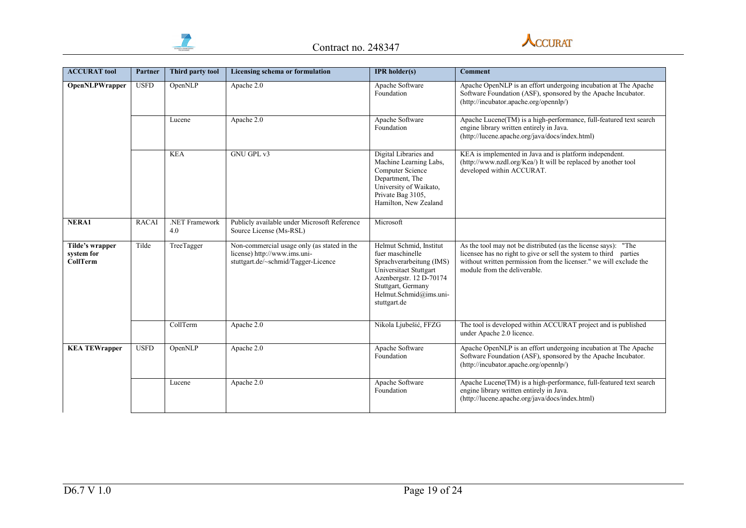| ACCURAT tool | Partner | Third party tool | Licensing schema or formulation | IPR holder(s) | Comment |
|---|---|---|---|---|---|
| **OpenNLPWrapper** | USFD | OpenNLP | Apache 2.0 | Apache Software Foundation | Apache OpenNLP is an effort undergoing incubation at The Apache Software Foundation (ASF), sponsored by the Apache Incubator. (http://incubator.apache.org/opennlp/) |
| | | Lucene | Apache 2.0 | Apache Software Foundation | Apache Lucene(TM) is a high-performance, full-featured text search engine library written entirely in Java. (http://lucene.apache.org/java/docs/index.html) |
| | | KEA | GNU GPL v3 | Digital Libraries and Machine Learning Labs, Computer Science Department, The University of Waikato, Private Bag 3105, Hamilton, New Zealand | KEA is implemented in Java and is platform independent. (http://www.nzdl.org/Kea/) It will be replaced by another tool developed within ACCURAT. |
| **NERA1** | RACAI | .NET Framework 4.0 | Publicly available under Microsoft Reference Source License (Ms-RSL) | Microsoft | |
| **Tilde's wrapper system for CollTerm** | Tilde | TreeTagger | Non-commercial usage only (as stated in the license) http://www.ims.uni-stuttgart.de/~schmid/Tagger-Licence | Helmut Schmid, Institut fuer maschinelle Sprachverarbeitung (IMS) Universitaet Stuttgart Azenbergstr. 12 D-70174 Stuttgart, Germany Helmut.Schmid@ims.uni-stuttgart.de | As the tool may not be distributed (as the license says): "The licensee has no right to give or sell the system to third parties without written permission from the licenser." we will exclude the module from the deliverable. |
| | | CollTerm | Apache 2.0 | Nikola Ljubešić, FFZG | The tool is developed within ACCURAT project and is published under Apache 2.0 licence. |
| **KEA TEWrapper** | USFD | OpenNLP | Apache 2.0 | Apache Software Foundation | Apache OpenNLP is an effort undergoing incubation at The Apache Software Foundation (ASF), sponsored by the Apache Incubator. (http://incubator.apache.org/opennlp/) |
| | | Lucene | Apache 2.0 | Apache Software Foundation | Apache Lucene(TM) is a high-performance, full-featured text search engine library written entirely in Java. (http://lucene.apache.org/java/docs/index.html) |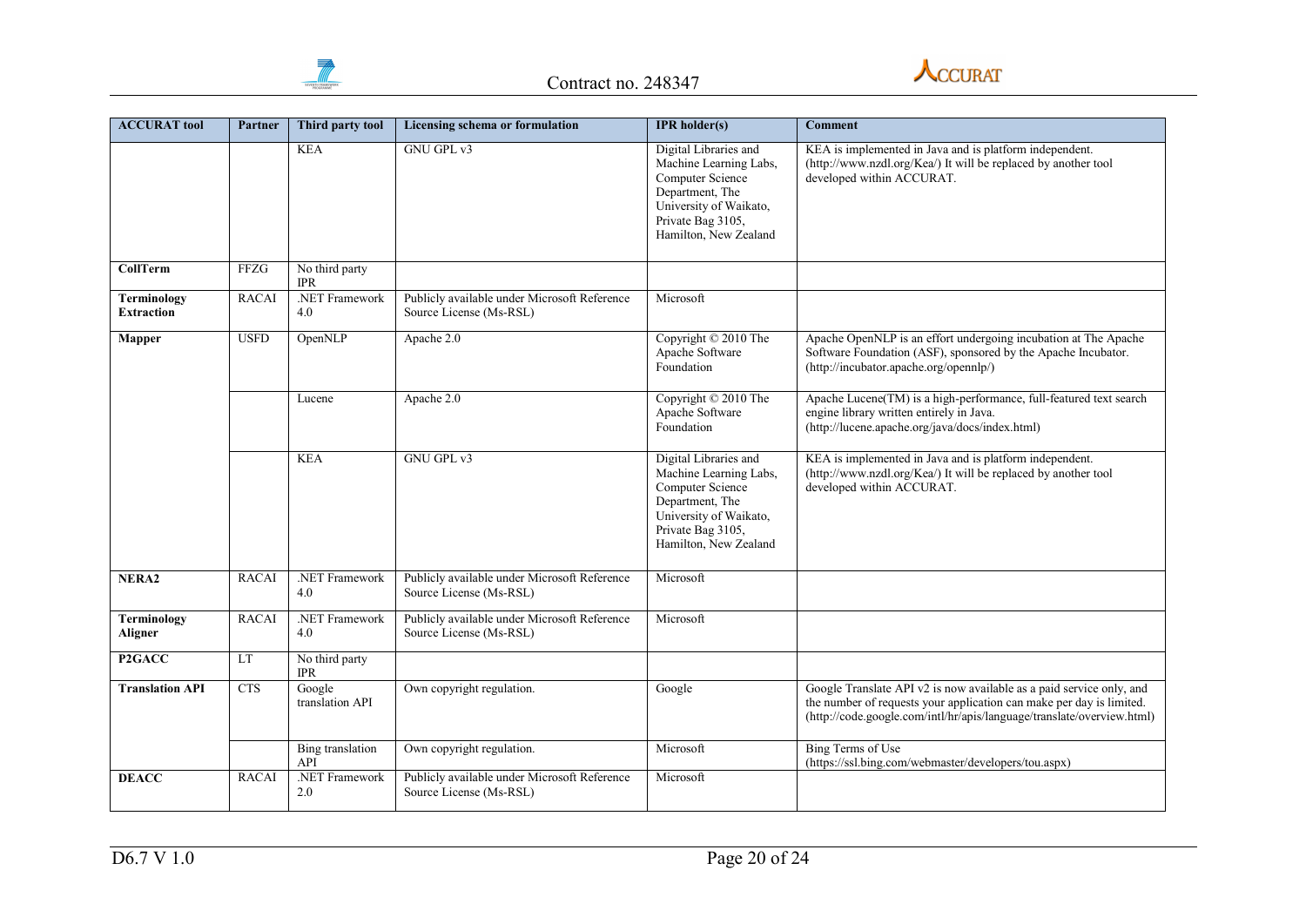| ACCURAT tool | Partner | Third party tool | Licensing schema or formulation | IPR holder(s) | Comment |
|---|---|---|---|---|---|
| | | KEA | GNU GPL v3 | Digital Libraries and Machine Learning Labs, Computer Science Department, The University of Waikato, Private Bag 3105, Hamilton, New Zealand | KEA is implemented in Java and is platform independent. (http://www.nzdl.org/Kea/) It will be replaced by another tool developed within ACCURAT. |
| **CollTerm** | FFZG | No third party IPR | | | |
| **Terminology Extraction** | RACAI | .NET Framework 4.0 | Publicly available under Microsoft Reference Source License (Ms-RSL) | Microsoft | |
| **Mapper** | USFD | OpenNLP | Apache 2.0 | Copyright © 2010 The Apache Software Foundation | Apache OpenNLP is an effort undergoing incubation at The Apache Software Foundation (ASF), sponsored by the Apache Incubator. (http://incubator.apache.org/opennlp/) |
| | | Lucene | Apache 2.0 | Copyright © 2010 The Apache Software Foundation | Apache Lucene(TM) is a high-performance, full-featured text search engine library written entirely in Java. (http://lucene.apache.org/java/docs/index.html) |
| | | KEA | GNU GPL v3 | Digital Libraries and Machine Learning Labs, Computer Science Department, The University of Waikato, Private Bag 3105, Hamilton, New Zealand | KEA is implemented in Java and is platform independent. (http://www.nzdl.org/Kea/) It will be replaced by another tool developed within ACCURAT. |
| **NERA2** | RACAI | .NET Framework 4.0 | Publicly available under Microsoft Reference Source License (Ms-RSL) | Microsoft | |
| **Terminology Aligner** | RACAI | .NET Framework 4.0 | Publicly available under Microsoft Reference Source License (Ms-RSL) | Microsoft | |
| **P2GACC** | LT | No third party IPR | | | |
| **Translation API** | CTS | Google translation API | Own copyright regulation. | Google | Google Translate API v2 is now available as a paid service only, and the number of requests your application can make per day is limited. (http://code.google.com/intl/hr/apis/language/translate/overview.html) |
| | | Bing translation API | Own copyright regulation. | Microsoft | Bing Terms of Use (https://ssl.bing.com/webmaster/developers/tou.aspx) |
| **DEACC** | RACAI | .NET Framework 2.0 | Publicly available under Microsoft Reference Source License (Ms-RSL) | Microsoft | |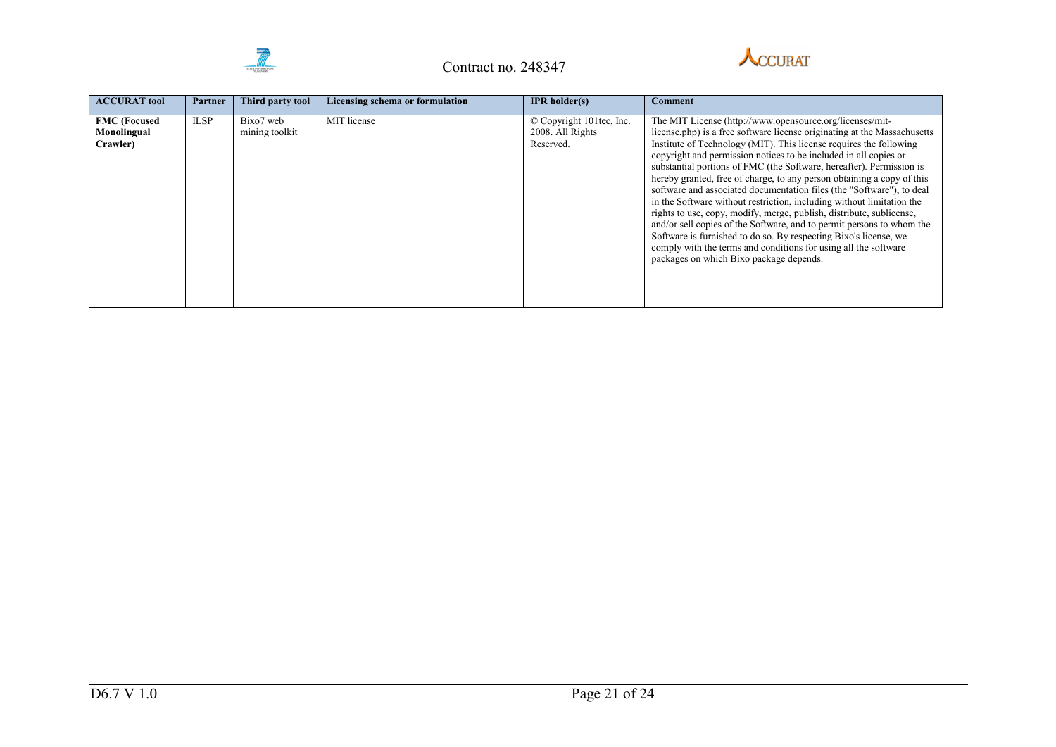| ACCURAT tool | Partner | Third party tool | Licensing schema or formulation | IPR holder(s) | Comment |
|---|---|---|---|---|---|
| **FMC (Focused Monolingual Crawler)** | ILSP | Bixo7 web mining toolkit | MIT license | © Copyright 101tec, Inc. 2008. All Rights Reserved. | The MIT License (http://www.opensource.org/licenses/mit-license.php) is a free software license originating at the Massachusetts Institute of Technology (MIT). This license requires the following copyright and permission notices to be included in all copies or substantial portions of FMC (the Software, hereafter). Permission is hereby granted, free of charge, to any person obtaining a copy of this software and associated documentation files (the "Software"), to deal in the Software without restriction, including without limitation the rights to use, copy, modify, merge, publish, distribute, sublicense, and/or sell copies of the Software, and to permit persons to whom the Software is furnished to do so. By respecting Bixo's license, we comply with the terms and conditions for using all the software packages on which Bixo package depends. |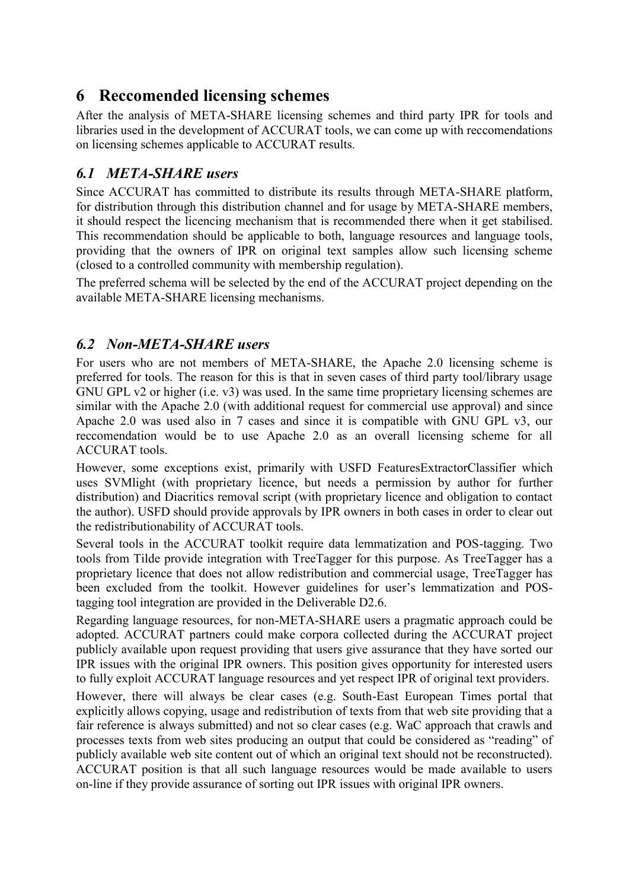# 6 Reccomended licensing schemes

After the analysis of META-SHARE licensing schemes and third party IPR for tools and libraries used in the development of ACCURAT tools, we can come up with reccomendations on licensing schemes applicable to ACCURAT results.

## *6.1 META-SHARE users*

Since ACCURAT has committed to distribute its results through META-SHARE platform, for distribution through this distribution channel and for usage by META-SHARE members, it should respect the licencing mechanism that is recommended there when it get stabilised. This recommendation should be applicable to both, language resources and language tools, providing that the owners of IPR on original text samples allow such licensing scheme (closed to a controlled community with membership regulation).

The preferred schema will be selected by the end of the ACCURAT project depending on the available META-SHARE licensing mechanisms.

## *6.2 Non-META-SHARE users*

For users who are not members of META-SHARE, the Apache 2.0 licensing scheme is preferred for tools. The reason for this is that in seven cases of third party tool/library usage GNU GPL v2 or higher (i.e. v3) was used. In the same time proprietary licensing schemes are similar with the Apache 2.0 (with additional request for commercial use approval) and since Apache 2.0 was used also in 7 cases and since it is compatible with GNU GPL v3, our reccomendation would be to use Apache 2.0 as an overall licensing scheme for all ACCURAT tools.

However, some exceptions exist, primarily with USFD FeaturesExtractorClassifier which uses SVMlight (with proprietary licence, but needs a permission by author for further distribution) and Diacritics removal script (with proprietary licence and obligation to contact the author). USFD should provide approvals by IPR owners in both cases in order to clear out the redistributionability of ACCURAT tools.

Several tools in the ACCURAT toolkit require data lemmatization and POS-tagging. Two tools from Tilde provide integration with TreeTagger for this purpose. As TreeTagger has a proprietary licence that does not allow redistribution and commercial usage, TreeTagger has been excluded from the toolkit. However guidelines for user's lemmatization and POS-tagging tool integration are provided in the Deliverable D2.6.

Regarding language resources, for non-META-SHARE users a pragmatic approach could be adopted. ACCURAT partners could make corpora collected during the ACCURAT project publicly available upon request providing that users give assurance that they have sorted our IPR issues with the original IPR owners. This position gives opportunity for interested users to fully exploit ACCURAT language resources and yet respect IPR of original text providers.

However, there will always be clear cases (e.g. South-East European Times portal that explicitly allows copying, usage and redistribution of texts from that web site providing that a fair reference is always submitted) and not so clear cases (e.g. WaC approach that crawls and processes texts from web sites producing an output that could be considered as "reading" of publicly available web site content out of which an original text should not be reconstructed). ACCURAT position is that all such language resources would be made available to users on-line if they provide assurance of sorting out IPR issues with original IPR owners.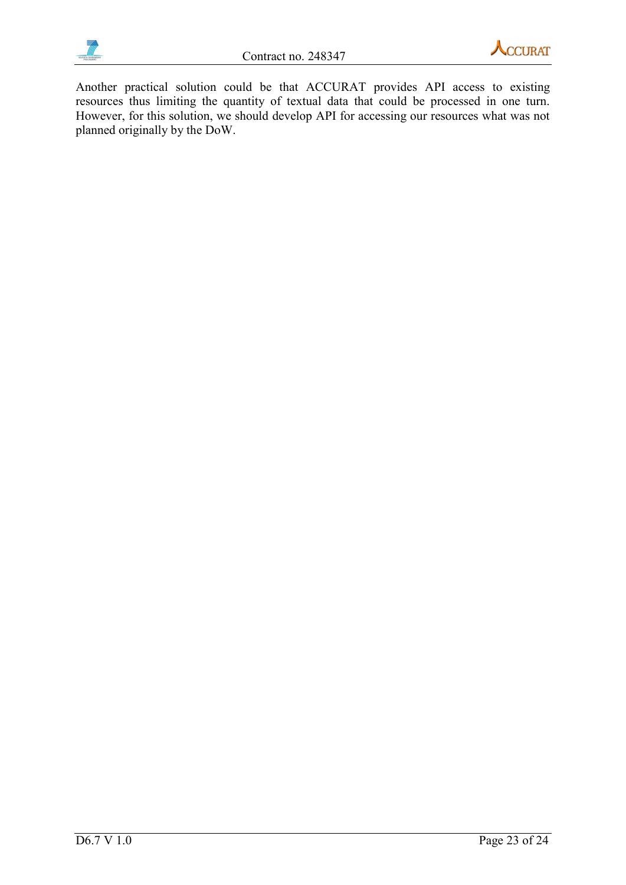Another practical solution could be that ACCURAT provides API access to existing resources thus limiting the quantity of textual data that could be processed in one turn. However, for this solution, we should develop API for accessing our resources what was not planned originally by the DoW.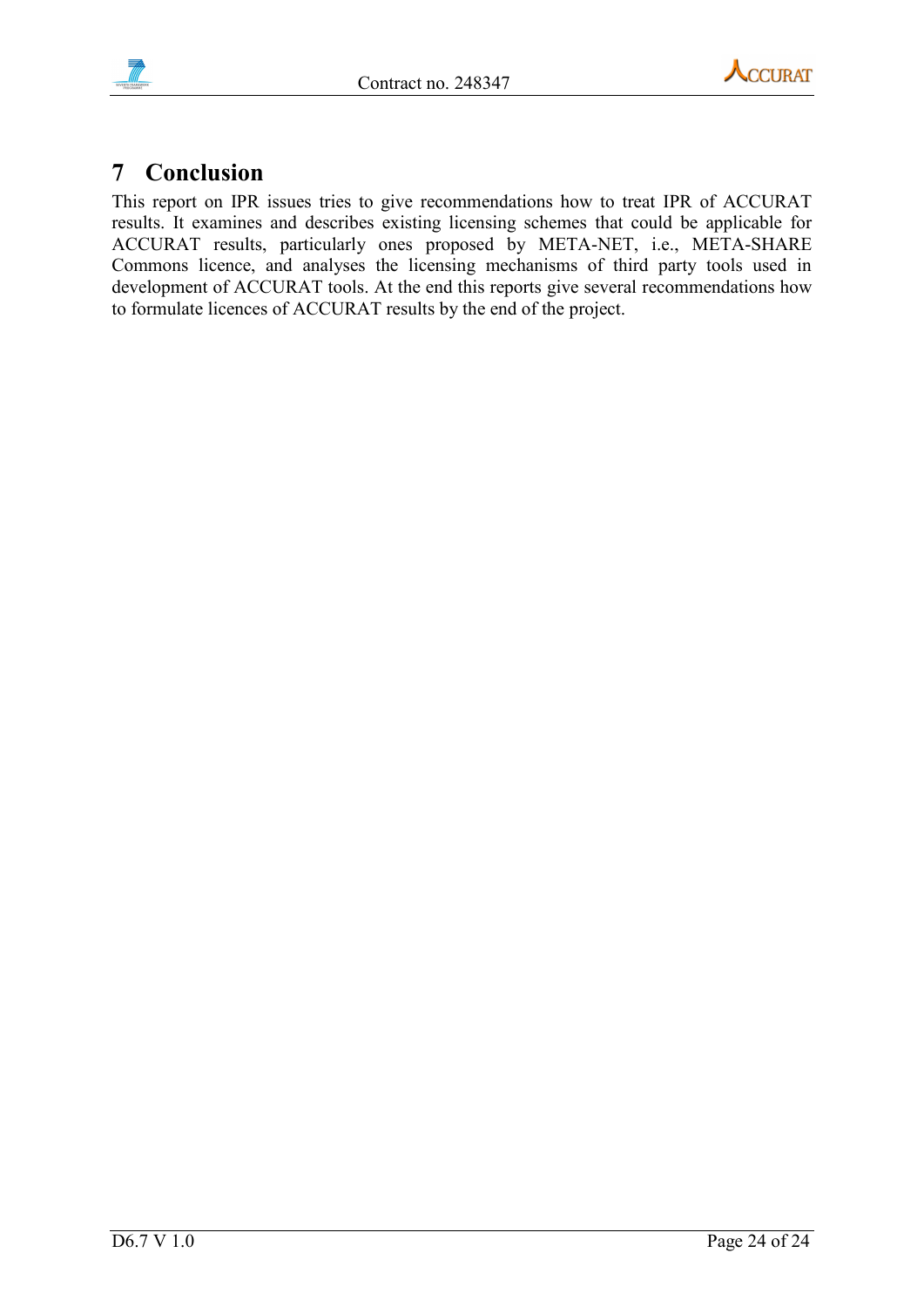# 7 Conclusion

This report on IPR issues tries to give recommendations how to treat IPR of ACCURAT results. It examines and describes existing licensing schemes that could be applicable for ACCURAT results, particularly ones proposed by META-NET, i.e., META-SHARE Commons licence, and analyses the licensing mechanisms of third party tools used in development of ACCURAT tools. At the end this reports give several recommendations how to formulate licences of ACCURAT results by the end of the project.